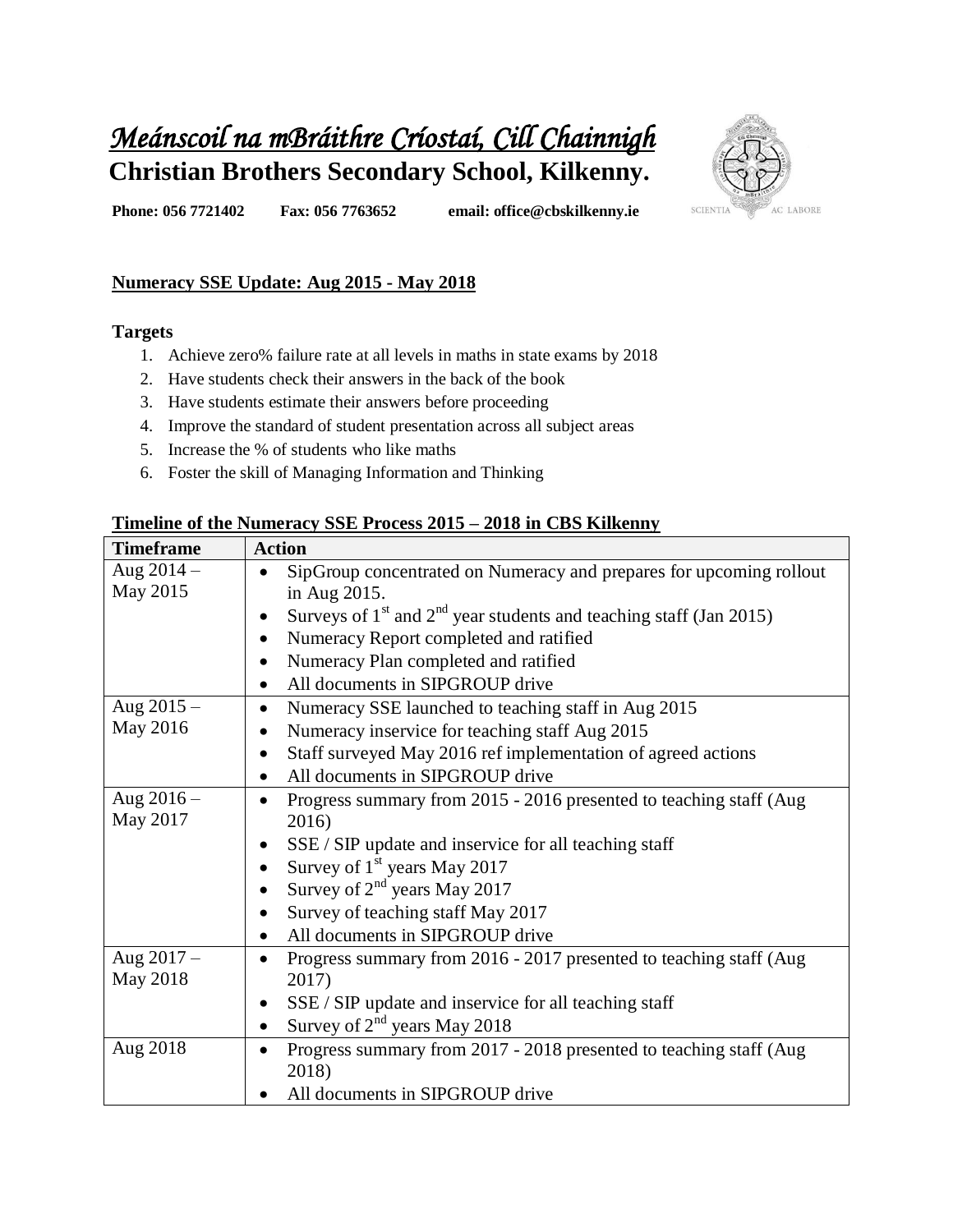# *Meánscoil na mBráithre Críostaí, Cill Chainnigh*

**Christian Brothers Secondary School, Kilkenny.**

**Phone: 056 7721402 Fax: 056 7763652 email: office@cbskilkenny.ie**

## Numeracy SSE Update: Aug 2015 - May 2018

### Targets

1. Achieve zero% failure rate at all levels in maths in state exams by 2018
2. Have students check their answers in the back of the book
3. Have students estimate their answers before proceeding
4. Improve the standard of student presentation across all subject areas
5. Increase the % of students who like maths
6. Foster the skill of Managing Information and Thinking

### Timeline of the Numeracy SSE Process 2015 – 2018 in CBS Kilkenny

| Timeframe | Action |
|---|---|
| Aug 2014 – May 2015 | • SipGroup concentrated on Numeracy and prepares for upcoming rollout in Aug 2015.<br>• Surveys of 1st and 2nd year students and teaching staff (Jan 2015)<br>• Numeracy Report completed and ratified<br>• Numeracy Plan completed and ratified<br>• All documents in SIPGROUP drive |
| Aug 2015 – May 2016 | • Numeracy SSE launched to teaching staff in Aug 2015<br>• Numeracy inservice for teaching staff Aug 2015<br>• Staff surveyed May 2016 ref implementation of agreed actions<br>• All documents in SIPGROUP drive |
| Aug 2016 – May 2017 | • Progress summary from 2015 - 2016 presented to teaching staff (Aug 2016)<br>• SSE / SIP update and inservice for all teaching staff<br>• Survey of 1st years May 2017<br>• Survey of 2nd years May 2017<br>• Survey of teaching staff May 2017<br>• All documents in SIPGROUP drive |
| Aug 2017 – May 2018 | • Progress summary from 2016 - 2017 presented to teaching staff (Aug 2017)<br>• SSE / SIP update and inservice for all teaching staff<br>• Survey of 2nd years May 2018 |
| Aug 2018 | • Progress summary from 2017 - 2018 presented to teaching staff (Aug 2018)<br>• All documents in SIPGROUP drive |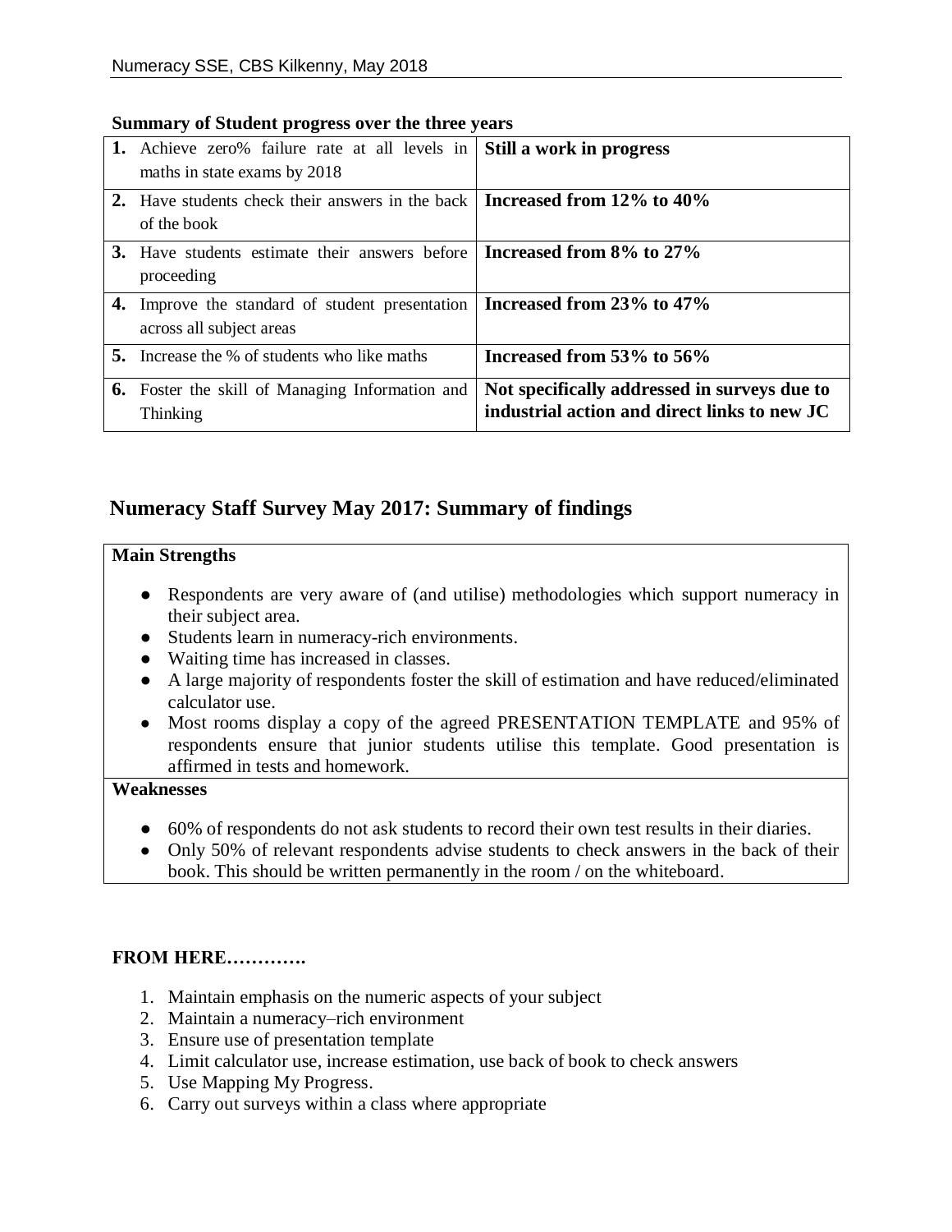**Summary of Student progress over the three years**

| | |
|---|---|
| **1.** Achieve zero% failure rate at all levels in maths in state exams by 2018 | **Still a work in progress** |
| **2.** Have students check their answers in the back of the book | **Increased from 12% to 40%** |
| **3.** Have students estimate their answers before proceeding | **Increased from 8% to 27%** |
| **4.** Improve the standard of student presentation across all subject areas | **Increased from 23% to 47%** |
| **5.** Increase the % of students who like maths | **Increased from 53% to 56%** |
| **6.** Foster the skill of Managing Information and Thinking | **Not specifically addressed in surveys due to industrial action and direct links to new JC** |

## Numeracy Staff Survey May 2017: Summary of findings

**Main Strengths**

- Respondents are very aware of (and utilise) methodologies which support numeracy in their subject area.
- Students learn in numeracy-rich environments.
- Waiting time has increased in classes.
- A large majority of respondents foster the skill of estimation and have reduced/eliminated calculator use.
- Most rooms display a copy of the agreed PRESENTATION TEMPLATE and 95% of respondents ensure that junior students utilise this template. Good presentation is affirmed in tests and homework.

**Weaknesses**

- 60% of respondents do not ask students to record their own test results in their diaries.
- Only 50% of relevant respondents advise students to check answers in the back of their book. This should be written permanently in the room / on the whiteboard.

**FROM HERE………….**

1. Maintain emphasis on the numeric aspects of your subject
2. Maintain a numeracy–rich environment
3. Ensure use of presentation template
4. Limit calculator use, increase estimation, use back of book to check answers
5. Use Mapping My Progress.
6. Carry out surveys within a class where appropriate